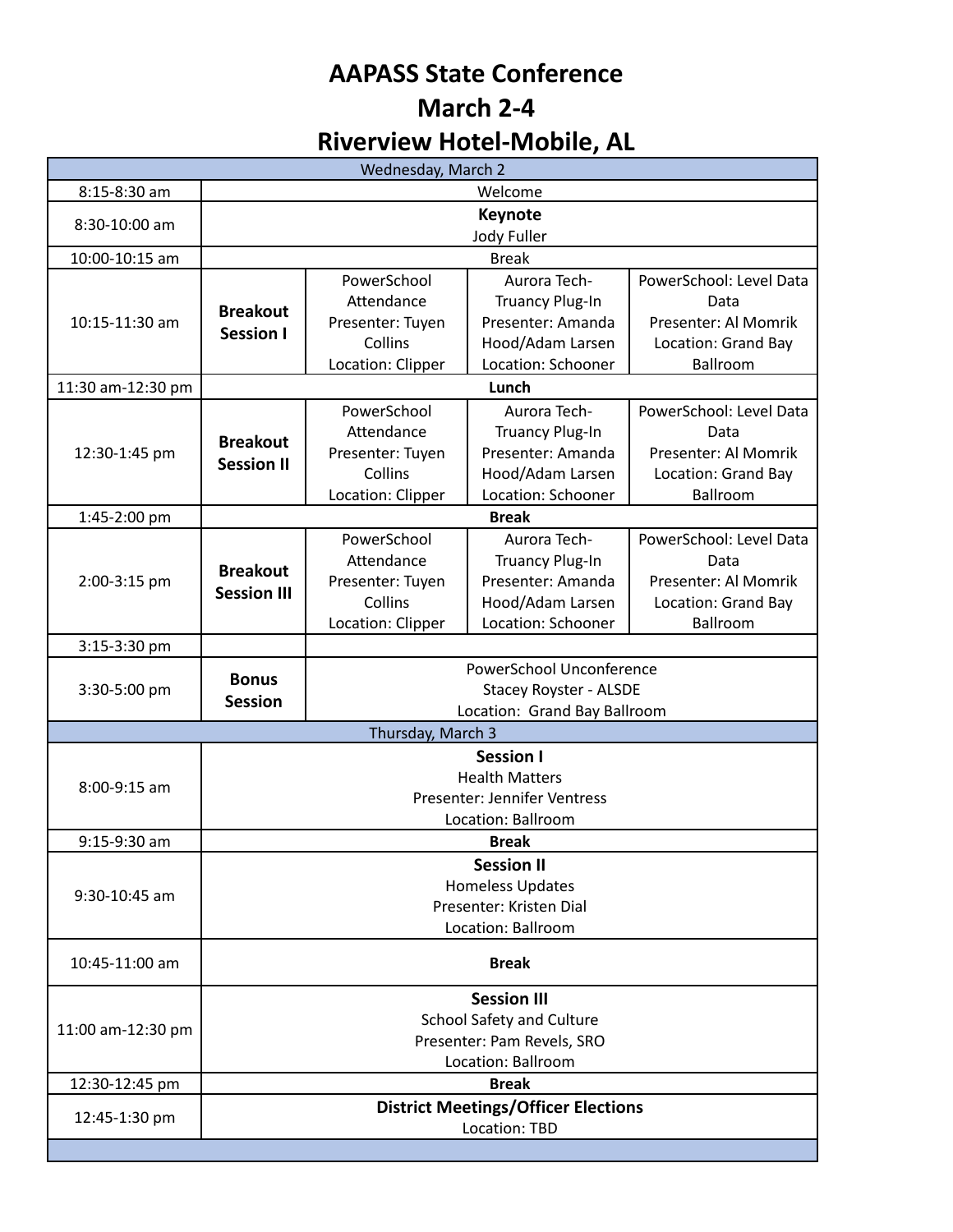# AAPASS State Conference
# March 2-4
# Riverview Hotel-Mobile, AL

| Wednesday, March 2 | | | | |
|---|---|---|---|---|
| 8:15-8:30 am | Welcome | | | |
| 8:30-10:00 am | **Keynote** Jody Fuller | | | |
| 10:00-10:15 am | Break | | | |
| 10:15-11:30 am | **Breakout Session I** | PowerSchool Attendance Presenter: Tuyen Collins Location: Clipper | Aurora Tech- Truancy Plug-In Presenter: Amanda Hood/Adam Larsen Location: Schooner | PowerSchool: Level Data Data Presenter: Al Momrik Location: Grand Bay Ballroom |
| 11:30 am-12:30 pm | **Lunch** | | | |
| 12:30-1:45 pm | **Breakout Session II** | PowerSchool Attendance Presenter: Tuyen Collins Location: Clipper | Aurora Tech- Truancy Plug-In Presenter: Amanda Hood/Adam Larsen Location: Schooner | PowerSchool: Level Data Data Presenter: Al Momrik Location: Grand Bay Ballroom |
| 1:45-2:00 pm | **Break** | | | |
| 2:00-3:15 pm | **Breakout Session III** | PowerSchool Attendance Presenter: Tuyen Collins Location: Clipper | Aurora Tech- Truancy Plug-In Presenter: Amanda Hood/Adam Larsen Location: Schooner | PowerSchool: Level Data Data Presenter: Al Momrik Location: Grand Bay Ballroom |
| 3:15-3:30 pm | | | | |
| 3:30-5:00 pm | **Bonus Session** | PowerSchool Unconference Stacey Royster - ALSDE Location: Grand Bay Ballroom | | |
| **Thursday, March 3** | | | | |
| 8:00-9:15 am | **Session I** Health Matters Presenter: Jennifer Ventress Location: Ballroom | | | |
| 9:15-9:30 am | **Break** | | | |
| 9:30-10:45 am | **Session II** Homeless Updates Presenter: Kristen Dial Location: Ballroom | | | |
| 10:45-11:00 am | **Break** | | | |
| 11:00 am-12:30 pm | **Session III** School Safety and Culture Presenter: Pam Revels, SRO Location: Ballroom | | | |
| 12:30-12:45 pm | **Break** | | | |
| 12:45-1:30 pm | **District Meetings/Officer Elections** Location: TBD | | | |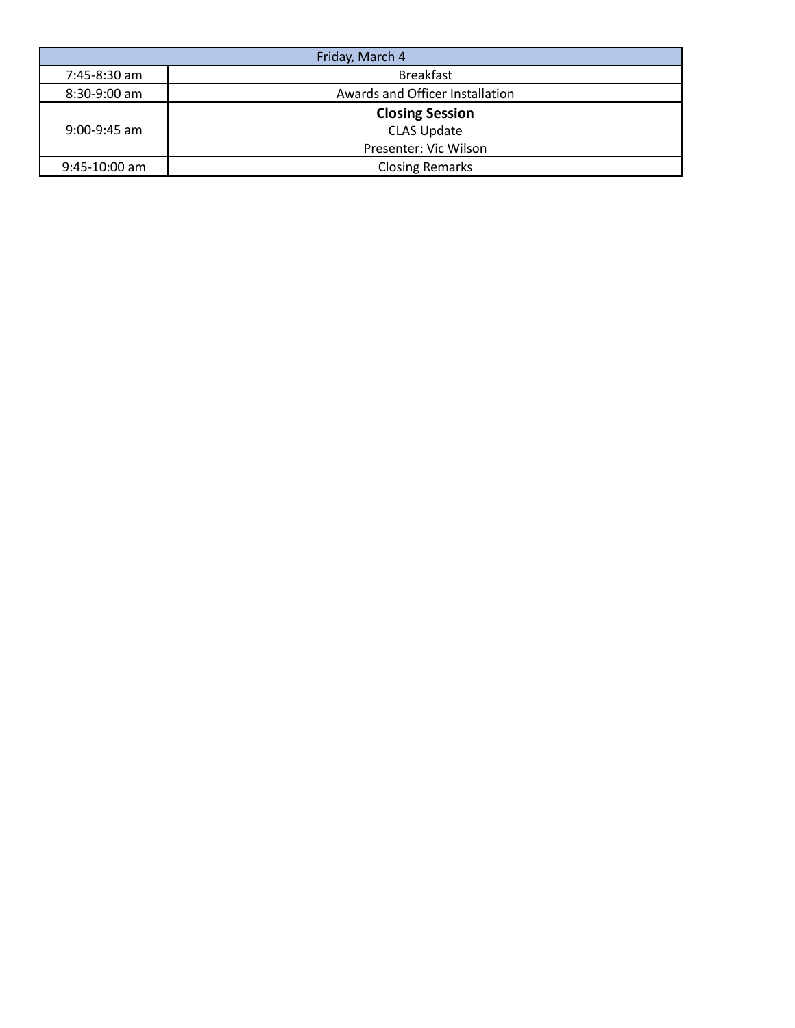| Friday, March 4 | |
|---|---|
| 7:45-8:30 am | Breakfast |
| 8:30-9:00 am | Awards and Officer Installation |
| 9:00-9:45 am | **Closing Session**<br>CLAS Update<br>Presenter: Vic Wilson |
| 9:45-10:00 am | Closing Remarks |